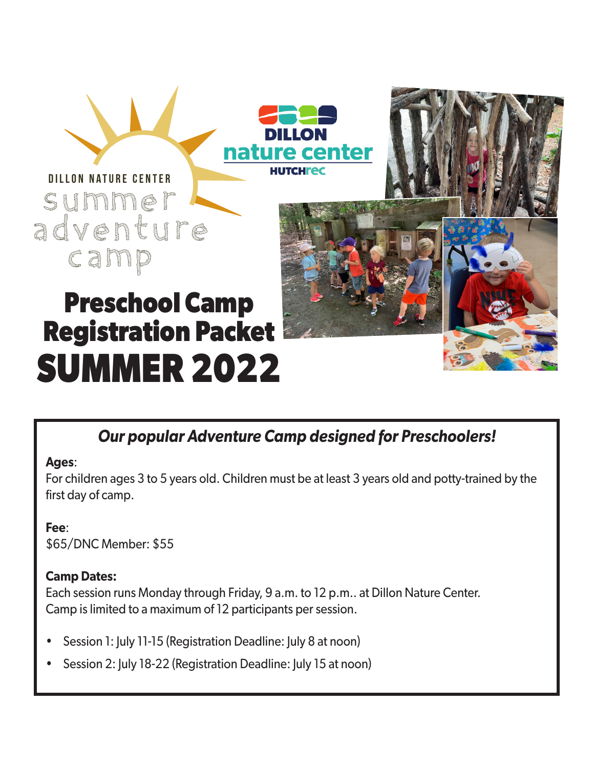DILLON NATURE CENTER

summer adventure camp

DILLON nature center

HUTCHrec

# Preschool Camp Registration Packet SUMMER 2022

***Our popular Adventure Camp designed for Preschoolers!***

**Ages**:
For children ages 3 to 5 years old. Children must be at least 3 years old and potty-trained by the first day of camp.

**Fee**:
$65/DNC Member: $55

**Camp Dates:**
Each session runs Monday through Friday, 9 a.m. to 12 p.m.. at Dillon Nature Center.
Camp is limited to a maximum of 12 participants per session.

- Session 1: July 11-15 (Registration Deadline: July 8 at noon)
- Session 2: July 18-22 (Registration Deadline: July 15 at noon)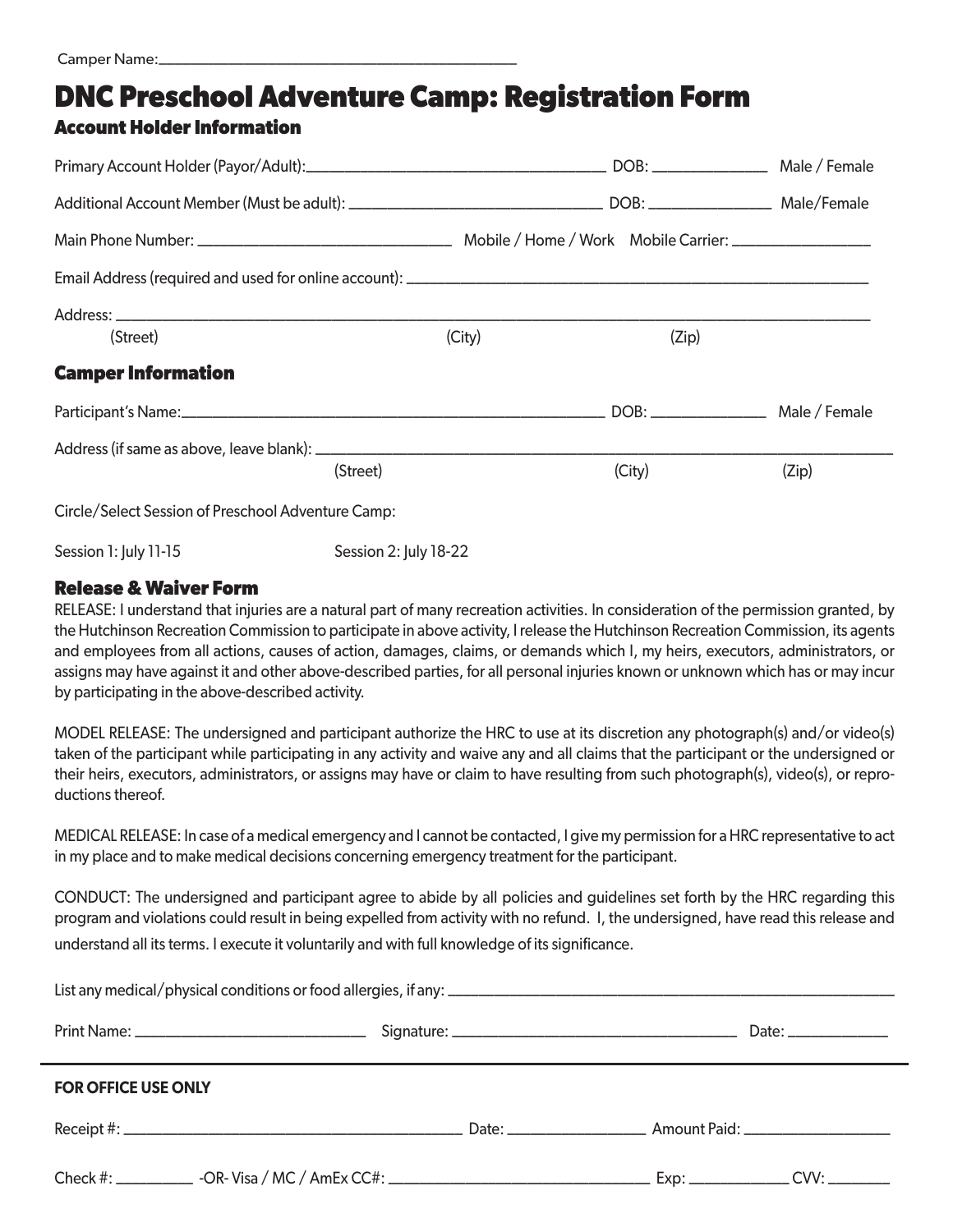Camper Name:\_\_\_\_\_\_\_\_\_\_\_\_\_\_\_\_\_\_\_\_\_\_\_\_\_\_\_\_\_\_\_\_\_\_\_\_\_\_\_\_\_\_\_\_

# DNC Preschool Adventure Camp: Registration Form

## Account Holder Information

Primary Account Holder (Payor/Adult):\_\_\_\_\_\_\_\_\_\_\_\_\_\_\_\_\_\_\_\_\_\_\_\_\_\_\_\_\_\_\_\_\_\_\_\_\_\_ DOB: \_\_\_\_\_\_\_\_\_\_\_\_\_\_\_ Male / Female

Additional Account Member (Must be adult): \_\_\_\_\_\_\_\_\_\_\_\_\_\_\_\_\_\_\_\_\_\_\_\_\_\_\_\_\_\_\_\_ DOB: \_\_\_\_\_\_\_\_\_\_\_\_\_\_\_\_ Male/Female

Main Phone Number: \_\_\_\_\_\_\_\_\_\_\_\_\_\_\_\_\_\_\_\_\_\_\_\_\_\_\_\_\_\_\_\_ Mobile / Home / Work Mobile Carrier: \_\_\_\_\_\_\_\_\_\_\_\_\_\_\_\_\_\_

Email Address (required and used for online account): \_\_\_\_\_\_\_\_\_\_\_\_\_\_\_\_\_\_\_\_\_\_\_\_\_\_\_\_\_\_\_\_\_\_\_\_\_\_\_\_\_\_\_\_\_\_\_\_\_\_\_\_\_\_\_\_\_\_\_\_

Address: \_\_\_\_\_\_\_\_\_\_\_\_\_\_\_\_\_\_\_\_\_\_\_\_\_\_\_\_\_\_\_\_\_\_\_\_\_\_\_\_\_\_\_\_\_\_\_\_\_\_\_\_\_\_\_\_\_\_\_\_\_\_\_\_\_\_\_\_\_\_\_\_\_\_\_\_\_\_\_\_\_\_\_\_\_\_\_\_\_\_\_\_\_\_\_\_\_

(Street) (City) (Zip)

## Camper Information

Participant's Name:\_\_\_\_\_\_\_\_\_\_\_\_\_\_\_\_\_\_\_\_\_\_\_\_\_\_\_\_\_\_\_\_\_\_\_\_\_\_\_\_\_\_\_\_\_\_\_\_\_\_\_\_\_\_\_ DOB: \_\_\_\_\_\_\_\_\_\_\_\_\_\_\_ Male / Female

Address (if same as above, leave blank): \_\_\_\_\_\_\_\_\_\_\_\_\_\_\_\_\_\_\_\_\_\_\_\_\_\_\_\_\_\_\_\_\_\_\_\_\_\_\_\_\_\_\_\_\_\_\_\_\_\_\_\_\_\_\_\_\_\_\_\_\_\_\_\_\_\_\_\_\_\_\_\_\_\_\_\_

(Street) (City) (Zip)

Circle/Select Session of Preschool Adventure Camp:

Session 1: July 11-15 Session 2: July 18-22

## Release & Waiver Form

RELEASE: I understand that injuries are a natural part of many recreation activities. In consideration of the permission granted, by the Hutchinson Recreation Commission to participate in above activity, I release the Hutchinson Recreation Commission, its agents and employees from all actions, causes of action, damages, claims, or demands which I, my heirs, executors, administrators, or assigns may have against it and other above-described parties, for all personal injuries known or unknown which has or may incur by participating in the above-described activity.

MODEL RELEASE: The undersigned and participant authorize the HRC to use at its discretion any photograph(s) and/or video(s) taken of the participant while participating in any activity and waive any and all claims that the participant or the undersigned or their heirs, executors, administrators, or assigns may have or claim to have resulting from such photograph(s), video(s), or reproductions thereof.

MEDICAL RELEASE: In case of a medical emergency and I cannot be contacted, I give my permission for a HRC representative to act in my place and to make medical decisions concerning emergency treatment for the participant.

CONDUCT: The undersigned and participant agree to abide by all policies and guidelines set forth by the HRC regarding this program and violations could result in being expelled from activity with no refund. I, the undersigned, have read this release and understand all its terms. I execute it voluntarily and with full knowledge of its significance.

List any medical/physical conditions or food allergies, if any: \_\_\_\_\_\_\_\_\_\_\_\_\_\_\_\_\_\_\_\_\_\_\_\_\_\_\_\_\_\_\_\_\_\_\_\_\_\_\_\_\_\_\_\_\_\_\_\_\_\_\_\_\_\_\_\_\_\_

Print Name: \_\_\_\_\_\_\_\_\_\_\_\_\_\_\_\_\_\_\_\_\_\_\_\_\_\_\_\_\_\_ Signature: \_\_\_\_\_\_\_\_\_\_\_\_\_\_\_\_\_\_\_\_\_\_\_\_\_\_\_\_\_\_\_\_\_\_\_\_\_ Date: \_\_\_\_\_\_\_\_\_\_\_\_\_

---

**FOR OFFICE USE ONLY**

Receipt #: \_\_\_\_\_\_\_\_\_\_\_\_\_\_\_\_\_\_\_\_\_\_\_\_\_\_\_\_\_\_\_\_\_\_\_\_\_\_\_\_\_\_\_\_ Date: \_\_\_\_\_\_\_\_\_\_\_\_\_\_\_\_\_\_ Amount Paid: \_\_\_\_\_\_\_\_\_\_\_\_\_\_\_\_\_\_\_\_

Check #: \_\_\_\_\_\_\_\_\_\_ -OR- Visa / MC / AmEx CC#: \_\_\_\_\_\_\_\_\_\_\_\_\_\_\_\_\_\_\_\_\_\_\_\_\_\_\_\_\_\_\_\_\_\_ Exp: \_\_\_\_\_\_\_\_\_\_\_\_\_ CVV: \_\_\_\_\_\_\_\_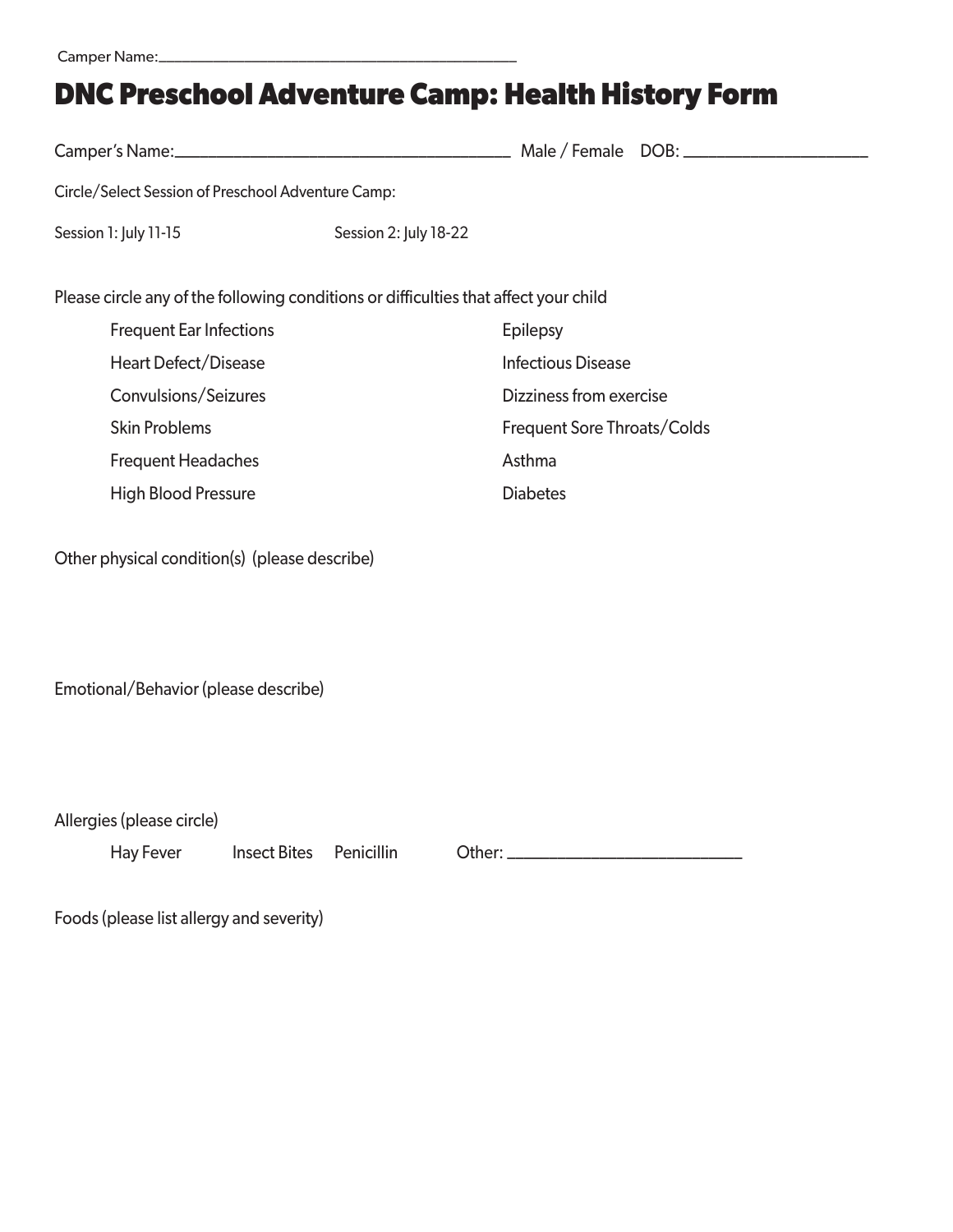Camper Name:____________________________________________

# DNC Preschool Adventure Camp: Health History Form

Camper's Name:_______________________________________ Male / Female DOB: _____________________

Circle/Select Session of Preschool Adventure Camp:

Session 1: July 11-15 Session 2: July 18-22

Please circle any of the following conditions or difficulties that affect your child

- Frequent Ear Infections
- Heart Defect/Disease
- Convulsions/Seizures
- Skin Problems
- Frequent Headaches
- High Blood Pressure
- Epilepsy
- Infectious Disease
- Dizziness from exercise
- Frequent Sore Throats/Colds
- Asthma
- Diabetes

Other physical condition(s) (please describe)

Emotional/Behavior (please describe)

Allergies (please circle)

Hay Fever Insect Bites Penicillin Other: ___________________________

Foods (please list allergy and severity)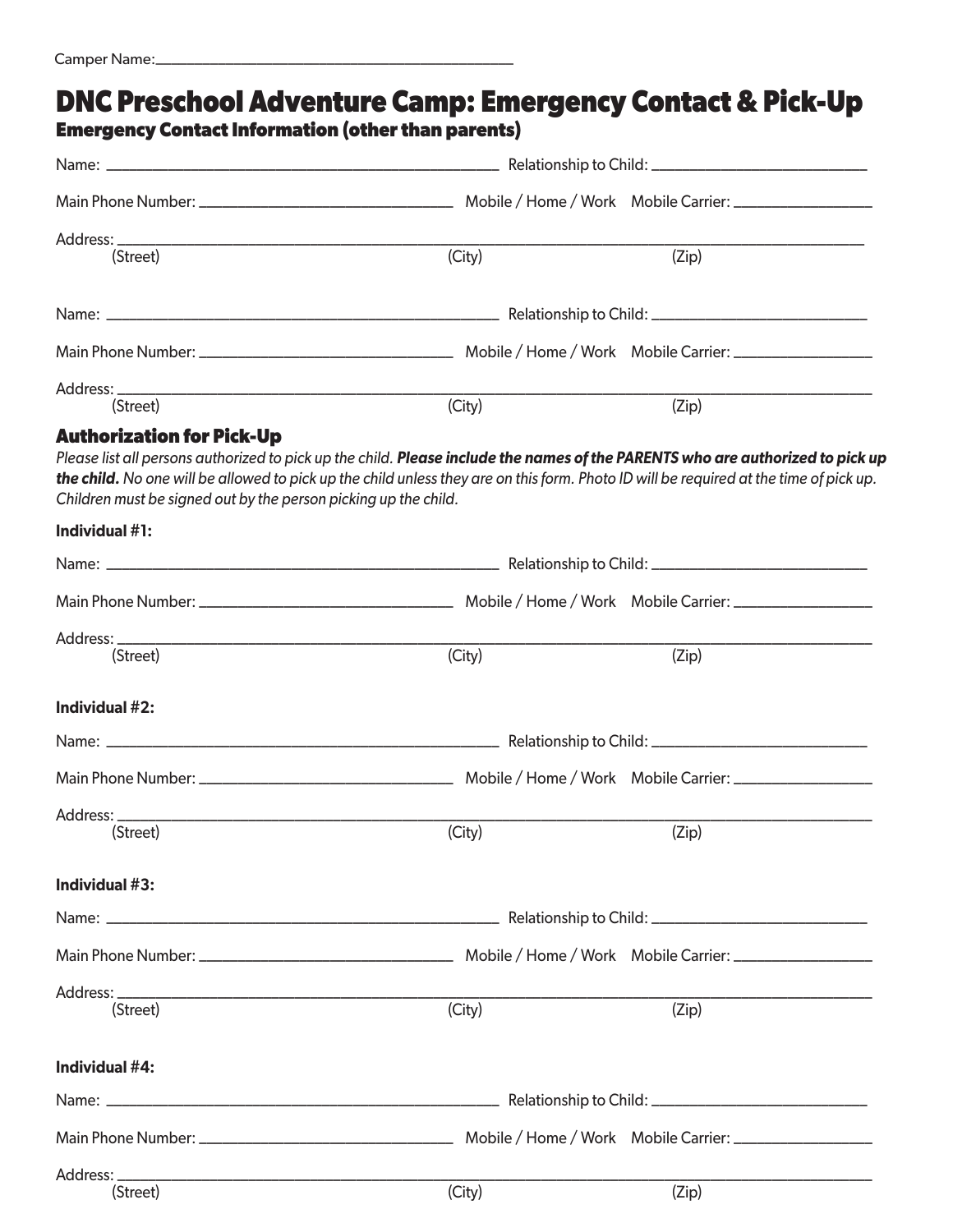Camper Name: ___________________________________________

# DNC Preschool Adventure Camp: Emergency Contact & Pick-Up

## Emergency Contact Information (other than parents)

Name: _______________________________________________ Relationship to Child: _________________________

Main Phone Number: ______________________________ Mobile / Home / Work Mobile Carrier: ________________

Address: ______________________________________________________________________________________
(Street) (City) (Zip)

Name: _______________________________________________ Relationship to Child: _________________________

Main Phone Number: ______________________________ Mobile / Home / Work Mobile Carrier: ________________

Address: ______________________________________________________________________________________
(Street) (City) (Zip)

## Authorization for Pick-Up

*Please list all persons authorized to pick up the child.* ***Please include the names of the PARENTS who are authorized to pick up the child.*** *No one will be allowed to pick up the child unless they are on this form. Photo ID will be required at the time of pick up. Children must be signed out by the person picking up the child.*

**Individual #1:**

Name: _______________________________________________ Relationship to Child: _________________________

Main Phone Number: ______________________________ Mobile / Home / Work Mobile Carrier: ________________

Address: ______________________________________________________________________________________
(Street) (City) (Zip)

**Individual #2:**

Name: _______________________________________________ Relationship to Child: _________________________

Main Phone Number: ______________________________ Mobile / Home / Work Mobile Carrier: ________________

Address: ______________________________________________________________________________________
(Street) (City) (Zip)

**Individual #3:**

Name: _______________________________________________ Relationship to Child: _________________________

Main Phone Number: ______________________________ Mobile / Home / Work Mobile Carrier: ________________

Address: ______________________________________________________________________________________
(Street) (City) (Zip)

**Individual #4:**

Name: _______________________________________________ Relationship to Child: _________________________

Main Phone Number: ______________________________ Mobile / Home / Work Mobile Carrier: ________________

Address: ______________________________________________________________________________________
(Street) (City) (Zip)